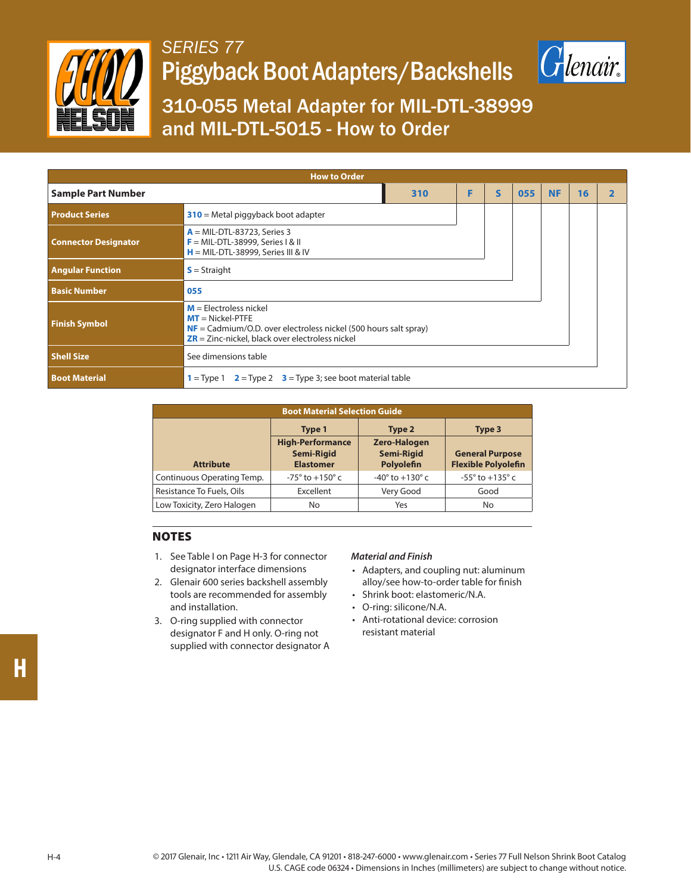# SERIES 77

# Piggyback Boot Adapters/Backshells

## 310-055 Metal Adapter for MIL-DTL-38999 and MIL-DTL-5015 - How to Order

**How to Order**

| Sample Part Number | 310 | F | S | 055 | NF | 16 | 2 |
|---|---|---|---|---|---|---|---|
| **Product Series** | **310** = Metal piggyback boot adapter | | | | | | |
| **Connector Designator** | **A** = MIL-DTL-83723, Series 3<br>**F** = MIL-DTL-38999, Series I & II<br>**H** = MIL-DTL-38999, Series III & IV | | | | | | |
| **Angular Function** | **S** = Straight | | | | | | |
| **Basic Number** | **055** | | | | | | |
| **Finish Symbol** | **M** = Electroless nickel<br>**MT** = Nickel-PTFE<br>**NF** = Cadmium/O.D. over electroless nickel (500 hours salt spray)<br>**ZR** = Zinc-nickel, black over electroless nickel | | | | | | |
| **Shell Size** | See dimensions table | | | | | | |
| **Boot Material** | **1** = Type 1 **2** = Type 2 **3** = Type 3; see boot material table | | | | | | |

**Boot Material Selection Guide**

| Attribute | Type 1<br>High-Performance Semi-Rigid Elastomer | Type 2<br>Zero-Halogen Semi-Rigid Polyolefin | Type 3<br>General Purpose Flexible Polyolefin |
|---|---|---|---|
| Continuous Operating Temp. | -75° to +150° c | -40° to +130° c | -55° to +135° c |
| Resistance To Fuels, Oils | Excellent | Very Good | Good |
| Low Toxicity, Zero Halogen | No | Yes | No |

## NOTES

1. See Table I on Page H-3 for connector designator interface dimensions
2. Glenair 600 series backshell assembly tools are recommended for assembly and installation.
3. O-ring supplied with connector designator F and H only. O-ring not supplied with connector designator A

*Material and Finish*

- Adapters, and coupling nut: aluminum alloy/see how-to-order table for finish
- Shrink boot: elastomeric/N.A.
- O-ring: silicone/N.A.
- Anti-rotational device: corrosion resistant material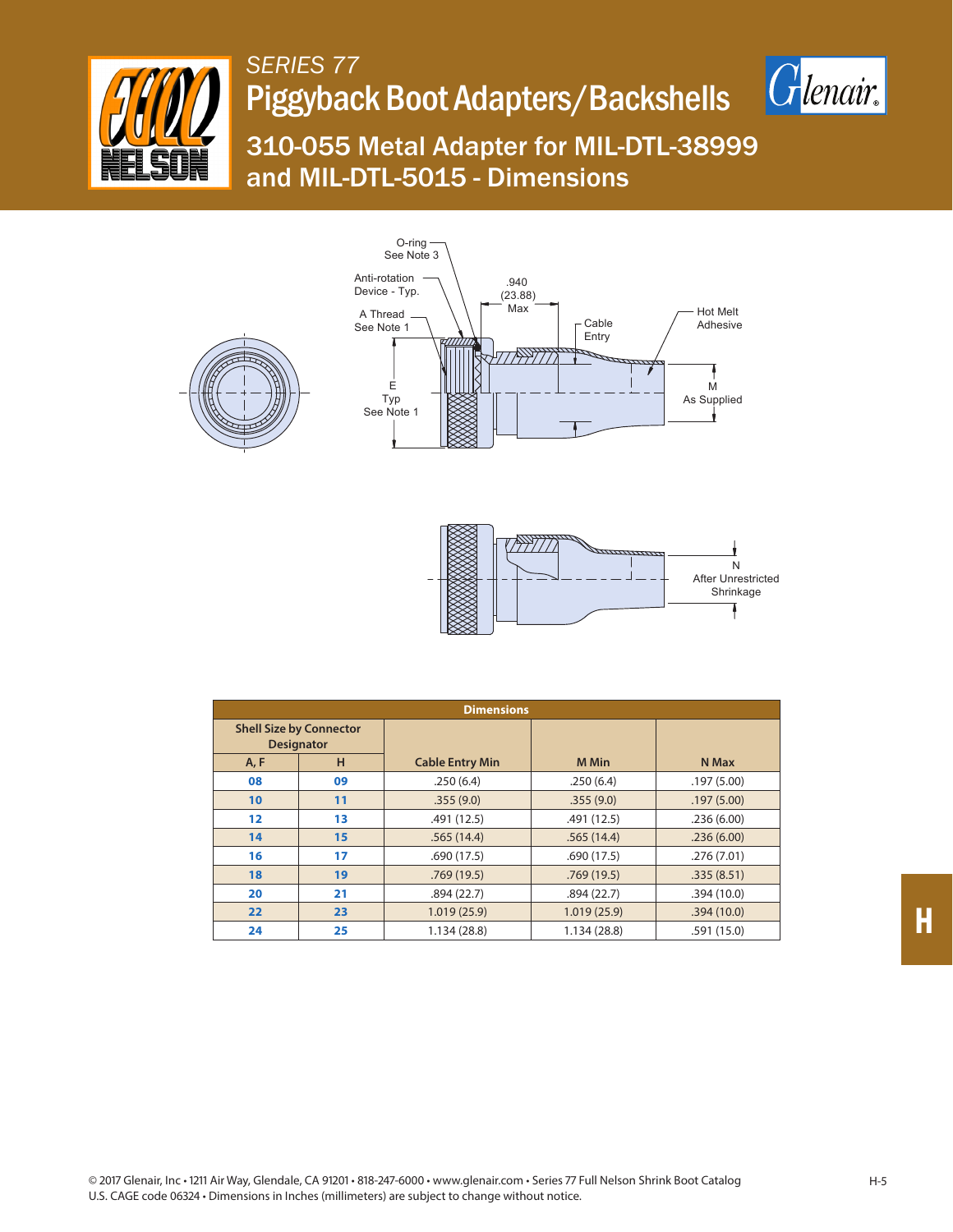SERIES 77

# Piggyback Boot Adapters/Backshells

## 310-055 Metal Adapter for MIL-DTL-38999 and MIL-DTL-5015 - Dimensions

O-ring
See Note 3

Anti-rotation
Device - Typ.

A Thread
See Note 1

.940
(23.88)
Max

Cable
Entry

Hot Melt
Adhesive

E
Typ
See Note 1

M
As Supplied

N
After Unrestricted
Shrinkage

| Dimensions | | | | |
|---|---|---|---|---|
| Shell Size by Connector Designator | | Cable Entry Min | M Min | N Max |
| A, F | H | | | |
| 08 | 09 | .250 (6.4) | .250 (6.4) | .197 (5.00) |
| 10 | 11 | .355 (9.0) | .355 (9.0) | .197 (5.00) |
| 12 | 13 | .491 (12.5) | .491 (12.5) | .236 (6.00) |
| 14 | 15 | .565 (14.4) | .565 (14.4) | .236 (6.00) |
| 16 | 17 | .690 (17.5) | .690 (17.5) | .276 (7.01) |
| 18 | 19 | .769 (19.5) | .769 (19.5) | .335 (8.51) |
| 20 | 21 | .894 (22.7) | .894 (22.7) | .394 (10.0) |
| 22 | 23 | 1.019 (25.9) | 1.019 (25.9) | .394 (10.0) |
| 24 | 25 | 1.134 (28.8) | 1.134 (28.8) | .591 (15.0) |

H

© 2017 Glenair, Inc • 1211 Air Way, Glendale, CA 91201 • 818-247-6000 • www.glenair.com • Series 77 Full Nelson Shrink Boot Catalog
U.S. CAGE code 06324 • Dimensions in Inches (millimeters) are subject to change without notice.